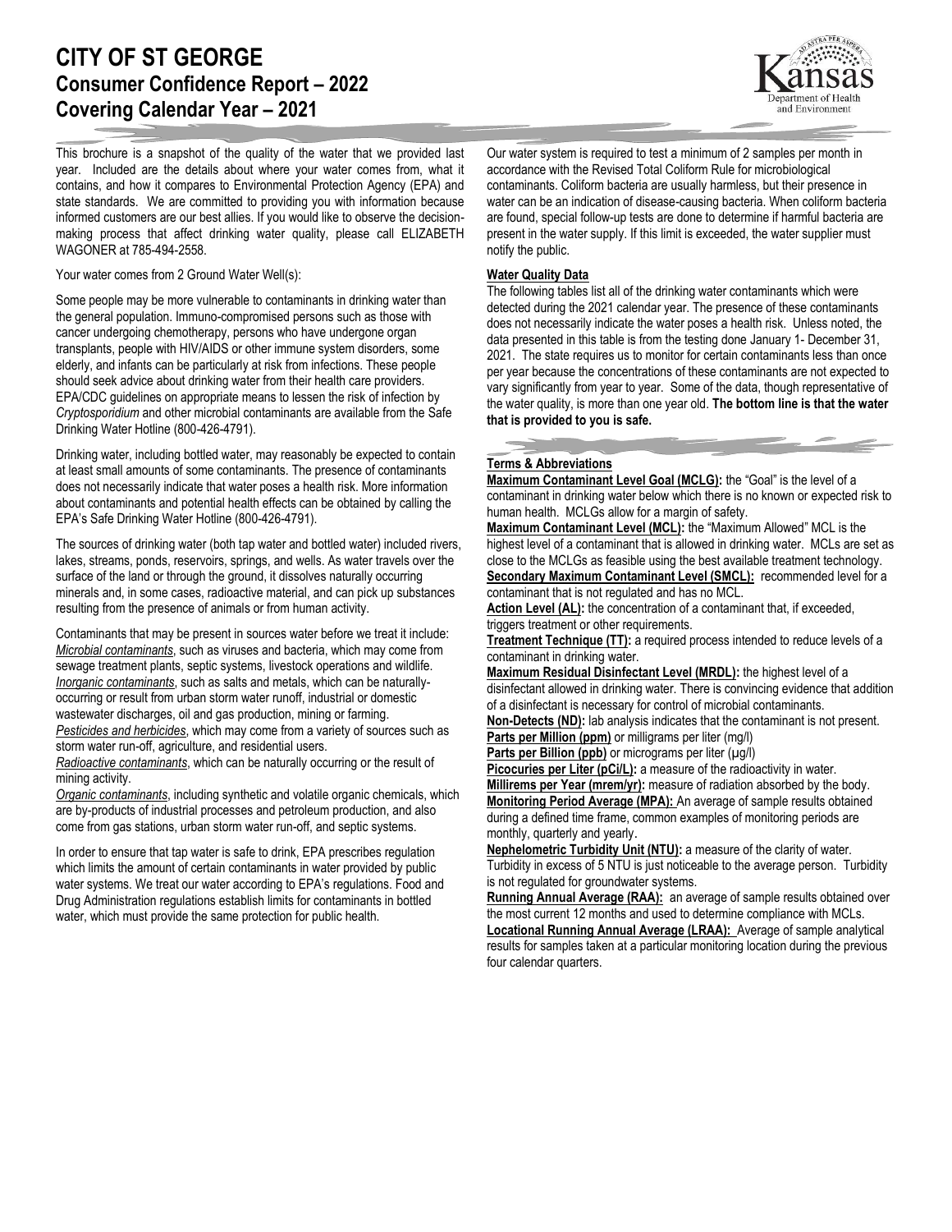# CITY OF ST GEORGE
## Consumer Confidence Report – 2022
## Covering Calendar Year – 2021

This brochure is a snapshot of the quality of the water that we provided last year. Included are the details about where your water comes from, what it contains, and how it compares to Environmental Protection Agency (EPA) and state standards. We are committed to providing you with information because informed customers are our best allies. If you would like to observe the decision-making process that affect drinking water quality, please call ELIZABETH WAGONER at 785-494-2558.

Your water comes from 2 Ground Water Well(s):

Some people may be more vulnerable to contaminants in drinking water than the general population. Immuno-compromised persons such as those with cancer undergoing chemotherapy, persons who have undergone organ transplants, people with HIV/AIDS or other immune system disorders, some elderly, and infants can be particularly at risk from infections. These people should seek advice about drinking water from their health care providers. EPA/CDC guidelines on appropriate means to lessen the risk of infection by *Cryptosporidium* and other microbial contaminants are available from the Safe Drinking Water Hotline (800-426-4791).

Drinking water, including bottled water, may reasonably be expected to contain at least small amounts of some contaminants. The presence of contaminants does not necessarily indicate that water poses a health risk. More information about contaminants and potential health effects can be obtained by calling the EPA's Safe Drinking Water Hotline (800-426-4791).

The sources of drinking water (both tap water and bottled water) included rivers, lakes, streams, ponds, reservoirs, springs, and wells. As water travels over the surface of the land or through the ground, it dissolves naturally occurring minerals and, in some cases, radioactive material, and can pick up substances resulting from the presence of animals or from human activity.

Contaminants that may be present in sources water before we treat it include:
*Microbial contaminants*, such as viruses and bacteria, which may come from sewage treatment plants, septic systems, livestock operations and wildlife.
*Inorganic contaminants*, such as salts and metals, which can be naturally-occurring or result from urban storm water runoff, industrial or domestic wastewater discharges, oil and gas production, mining or farming.
*Pesticides and herbicides*, which may come from a variety of sources such as storm water run-off, agriculture, and residential users.
*Radioactive contaminants*, which can be naturally occurring or the result of mining activity.
*Organic contaminants*, including synthetic and volatile organic chemicals, which are by-products of industrial processes and petroleum production, and also come from gas stations, urban storm water run-off, and septic systems.

In order to ensure that tap water is safe to drink, EPA prescribes regulation which limits the amount of certain contaminants in water provided by public water systems. We treat our water according to EPA's regulations. Food and Drug Administration regulations establish limits for contaminants in bottled water, which must provide the same protection for public health.

Our water system is required to test a minimum of 2 samples per month in accordance with the Revised Total Coliform Rule for microbiological contaminants. Coliform bacteria are usually harmless, but their presence in water can be an indication of disease-causing bacteria. When coliform bacteria are found, special follow-up tests are done to determine if harmful bacteria are present in the water supply. If this limit is exceeded, the water supplier must notify the public.

### Water Quality Data

The following tables list all of the drinking water contaminants which were detected during the 2021 calendar year. The presence of these contaminants does not necessarily indicate the water poses a health risk. Unless noted, the data presented in this table is from the testing done January 1- December 31, 2021. The state requires us to monitor for certain contaminants less than once per year because the concentrations of these contaminants are not expected to vary significantly from year to year. Some of the data, though representative of the water quality, is more than one year old. **The bottom line is that the water that is provided to you is safe.**

### Terms & Abbreviations

**Maximum Contaminant Level Goal (MCLG):** the "Goal" is the level of a contaminant in drinking water below which there is no known or expected risk to human health. MCLGs allow for a margin of safety.
**Maximum Contaminant Level (MCL):** the "Maximum Allowed" MCL is the highest level of a contaminant that is allowed in drinking water. MCLs are set as close to the MCLGs as feasible using the best available treatment technology.
**Secondary Maximum Contaminant Level (SMCL):** recommended level for a contaminant that is not regulated and has no MCL.
**Action Level (AL):** the concentration of a contaminant that, if exceeded, triggers treatment or other requirements.
**Treatment Technique (TT):** a required process intended to reduce levels of a contaminant in drinking water.
**Maximum Residual Disinfectant Level (MRDL):** the highest level of a disinfectant allowed in drinking water. There is convincing evidence that addition of a disinfectant is necessary for control of microbial contaminants.
**Non-Detects (ND):** lab analysis indicates that the contaminant is not present.
**Parts per Million (ppm)** or milligrams per liter (mg/l)
**Parts per Billion (ppb)** or micrograms per liter (µg/l)
**Picocuries per Liter (pCi/L):** a measure of the radioactivity in water.
**Millirems per Year (mrem/yr):** measure of radiation absorbed by the body.
**Monitoring Period Average (MPA):** An average of sample results obtained during a defined time frame, common examples of monitoring periods are monthly, quarterly and yearly.
**Nephelometric Turbidity Unit (NTU):** a measure of the clarity of water. Turbidity in excess of 5 NTU is just noticeable to the average person. Turbidity is not regulated for groundwater systems.
**Running Annual Average (RAA):** an average of sample results obtained over the most current 12 months and used to determine compliance with MCLs.
**Locational Running Annual Average (LRAA):** Average of sample analytical results for samples taken at a particular monitoring location during the previous four calendar quarters.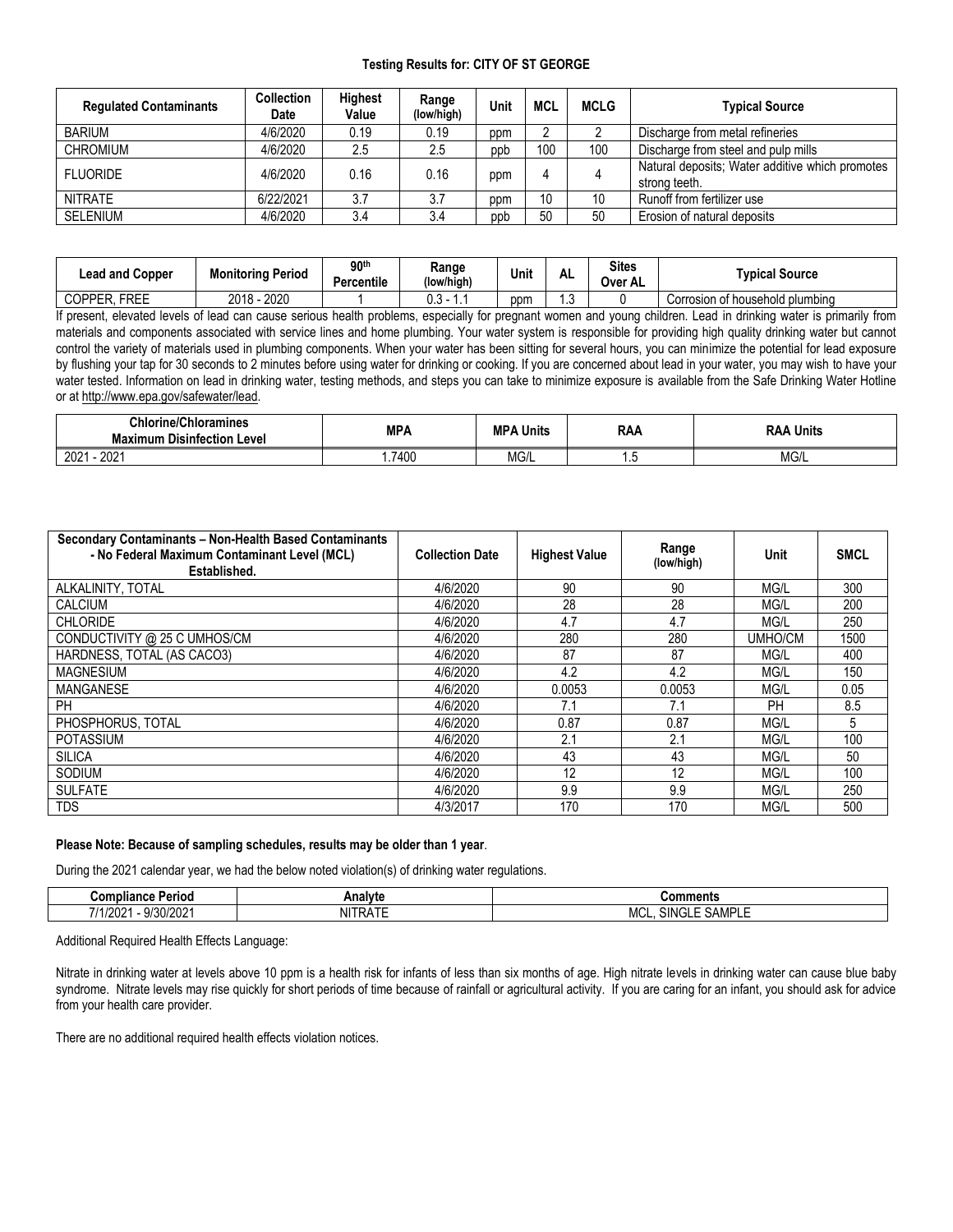**Testing Results for: CITY OF ST GEORGE**

| Regulated Contaminants | Collection Date | Highest Value | Range (low/high) | Unit | MCL | MCLG | Typical Source |
|---|---|---|---|---|---|---|---|
| BARIUM | 4/6/2020 | 0.19 | 0.19 | ppm | 2 | 2 | Discharge from metal refineries |
| CHROMIUM | 4/6/2020 | 2.5 | 2.5 | ppb | 100 | 100 | Discharge from steel and pulp mills |
| FLUORIDE | 4/6/2020 | 0.16 | 0.16 | ppm | 4 | 4 | Natural deposits; Water additive which promotes strong teeth. |
| NITRATE | 6/22/2021 | 3.7 | 3.7 | ppm | 10 | 10 | Runoff from fertilizer use |
| SELENIUM | 4/6/2020 | 3.4 | 3.4 | ppb | 50 | 50 | Erosion of natural deposits |

| Lead and Copper | Monitoring Period | 90th Percentile | Range (low/high) | Unit | AL | Sites Over AL | Typical Source |
|---|---|---|---|---|---|---|---|
| COPPER, FREE | 2018 - 2020 | 1 | 0.3 - 1.1 | ppm | 1.3 | 0 | Corrosion of household plumbing |

If present, elevated levels of lead can cause serious health problems, especially for pregnant women and young children. Lead in drinking water is primarily from materials and components associated with service lines and home plumbing. Your water system is responsible for providing high quality drinking water but cannot control the variety of materials used in plumbing components. When your water has been sitting for several hours, you can minimize the potential for lead exposure by flushing your tap for 30 seconds to 2 minutes before using water for drinking or cooking. If you are concerned about lead in your water, you may wish to have your water tested. Information on lead in drinking water, testing methods, and steps you can take to minimize exposure is available from the Safe Drinking Water Hotline or at http://www.epa.gov/safewater/lead.

| Chlorine/Chloramines Maximum Disinfection Level | MPA | MPA Units | RAA | RAA Units |
|---|---|---|---|---|
| 2021 - 2021 | 1.7400 | MG/L | 1.5 | MG/L |

| Secondary Contaminants – Non-Health Based Contaminants - No Federal Maximum Contaminant Level (MCL) Established. | Collection Date | Highest Value | Range (low/high) | Unit | SMCL |
|---|---|---|---|---|---|
| ALKALINITY, TOTAL | 4/6/2020 | 90 | 90 | MG/L | 300 |
| CALCIUM | 4/6/2020 | 28 | 28 | MG/L | 200 |
| CHLORIDE | 4/6/2020 | 4.7 | 4.7 | MG/L | 250 |
| CONDUCTIVITY @ 25 C UMHOS/CM | 4/6/2020 | 280 | 280 | UMHO/CM | 1500 |
| HARDNESS, TOTAL (AS CACO3) | 4/6/2020 | 87 | 87 | MG/L | 400 |
| MAGNESIUM | 4/6/2020 | 4.2 | 4.2 | MG/L | 150 |
| MANGANESE | 4/6/2020 | 0.0053 | 0.0053 | MG/L | 0.05 |
| PH | 4/6/2020 | 7.1 | 7.1 | PH | 8.5 |
| PHOSPHORUS, TOTAL | 4/6/2020 | 0.87 | 0.87 | MG/L | 5 |
| POTASSIUM | 4/6/2020 | 2.1 | 2.1 | MG/L | 100 |
| SILICA | 4/6/2020 | 43 | 43 | MG/L | 50 |
| SODIUM | 4/6/2020 | 12 | 12 | MG/L | 100 |
| SULFATE | 4/6/2020 | 9.9 | 9.9 | MG/L | 250 |
| TDS | 4/3/2017 | 170 | 170 | MG/L | 500 |

**Please Note: Because of sampling schedules, results may be older than 1 year**.

During the 2021 calendar year, we had the below noted violation(s) of drinking water regulations.

| Compliance Period | Analyte | Comments |
|---|---|---|
| 7/1/2021 - 9/30/2021 | NITRATE | MCL, SINGLE SAMPLE |

Additional Required Health Effects Language:

Nitrate in drinking water at levels above 10 ppm is a health risk for infants of less than six months of age. High nitrate levels in drinking water can cause blue baby syndrome. Nitrate levels may rise quickly for short periods of time because of rainfall or agricultural activity. If you are caring for an infant, you should ask for advice from your health care provider.

There are no additional required health effects violation notices.